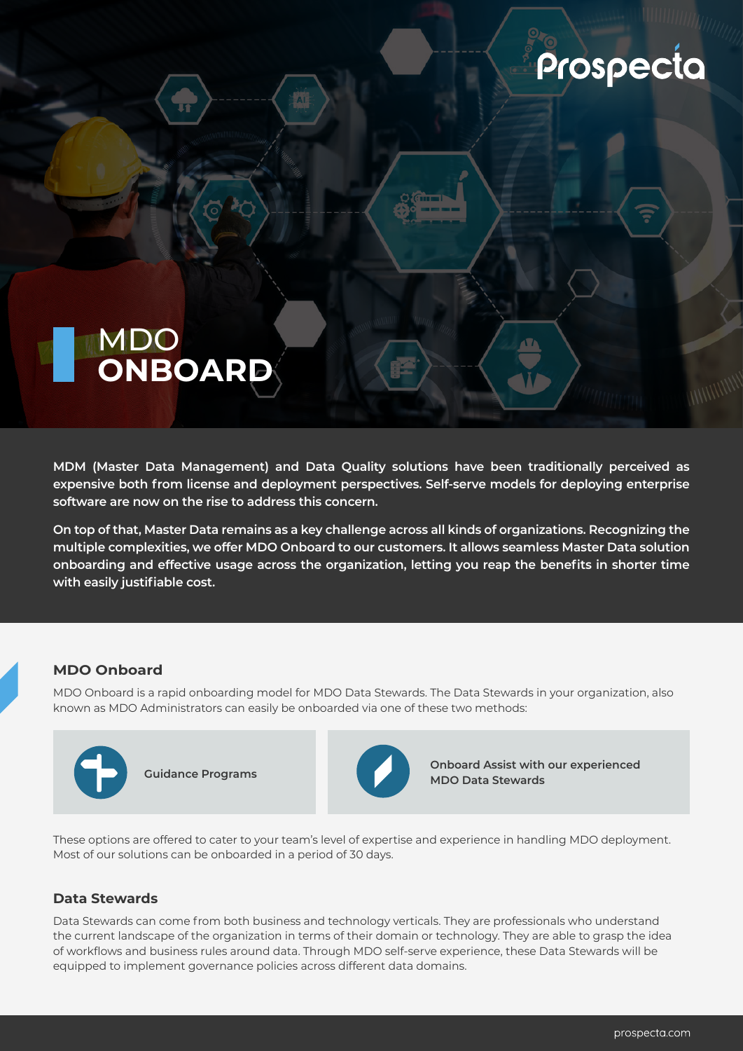# MDO ONBOARD

**MDM (Master Data Management) and Data Quality solutions have been traditionally perceived as expensive both from license and deployment perspectives. Self-serve models for deploying enterprise software are now on the rise to address this concern.**

**On top of that, Master Data remains as a key challenge across all kinds of organizations. Recognizing the multiple complexities, we offer MDO Onboard to our customers. It allows seamless Master Data solution onboarding and effective usage across the organization, letting you reap the benefits in shorter time with easily justifiable cost.**

## MDO Onboard

MDO Onboard is a rapid onboarding model for MDO Data Stewards. The Data Stewards in your organization, also known as MDO Administrators can easily be onboarded via one of these two methods:

- **Guidance Programs**
- **Onboard Assist with our experienced MDO Data Stewards**

These options are offered to cater to your team's level of expertise and experience in handling MDO deployment. Most of our solutions can be onboarded in a period of 30 days.

## Data Stewards

Data Stewards can come from both business and technology verticals. They are professionals who understand the current landscape of the organization in terms of their domain or technology. They are able to grasp the idea of workflows and business rules around data. Through MDO self-serve experience, these Data Stewards will be equipped to implement governance policies across different data domains.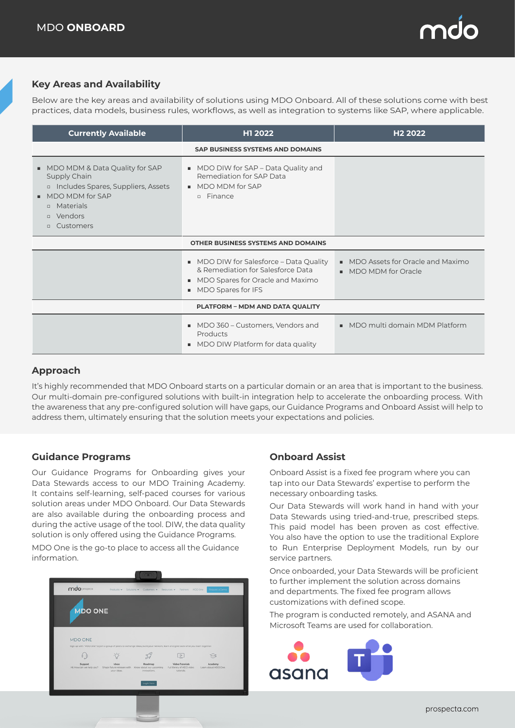## Key Areas and Availability

Below are the key areas and availability of solutions using MDO Onboard. All of these solutions come with best practices, data models, business rules, workflows, as well as integration to systems like SAP, where applicable.

| Currently Available | H1 2022 | H2 2022 |
|---|---|---|
| | **SAP BUSINESS SYSTEMS AND DOMAINS** | |
| ▪ MDO MDM & Data Quality for SAP Supply Chain<br>▫ Includes Spares, Suppliers, Assets<br>▪ MDO MDM for SAP<br>▫ Materials<br>▫ Vendors<br>▫ Customers | ▪ MDO DIW for SAP – Data Quality and Remediation for SAP Data<br>▪ MDO MDM for SAP<br>▫ Finance | |
| | **OTHER BUSINESS SYSTEMS AND DOMAINS** | |
| | ▪ MDO DIW for Salesforce – Data Quality & Remediation for Salesforce Data<br>▪ MDO Spares for Oracle and Maximo<br>▪ MDO Spares for IFS | ▪ MDO Assets for Oracle and Maximo<br>▪ MDO MDM for Oracle |
| | **PLATFORM – MDM AND DATA QUALITY** | |
| | ▪ MDO 360 – Customers, Vendors and Products<br>▪ MDO DIW Platform for data quality | ▪ MDO multi domain MDM Platform |

## Approach

It's highly recommended that MDO Onboard starts on a particular domain or an area that is important to the business. Our multi-domain pre-configured solutions with built-in integration help to accelerate the onboarding process. With the awareness that any pre-configured solution will have gaps, our Guidance Programs and Onboard Assist will help to address them, ultimately ensuring that the solution meets your expectations and policies.

## Guidance Programs

Our Guidance Programs for Onboarding gives your Data Stewards access to our MDO Training Academy. It contains self-learning, self-paced courses for various solution areas under MDO Onboard. Our Data Stewards are also available during the onboarding process and during the active usage of the tool. DIW, the data quality solution is only offered using the Guidance Programs.

MDO One is the go-to place to access all the Guidance information.

## Onboard Assist

Onboard Assist is a fixed fee program where you can tap into our Data Stewards' expertise to perform the necessary onboarding tasks.

Our Data Stewards will work hand in hand with your Data Stewards using tried-and-true, prescribed steps. This paid model has been proven as cost effective. You also have the option to use the traditional Explore to Run Enterprise Deployment Models, run by our service partners.

Once onboarded, your Data Stewards will be proficient to further implement the solution across domains and departments. The fixed fee program allows customizations with defined scope.

The program is conducted remotely, and ASANA and Microsoft Teams are used for collaboration.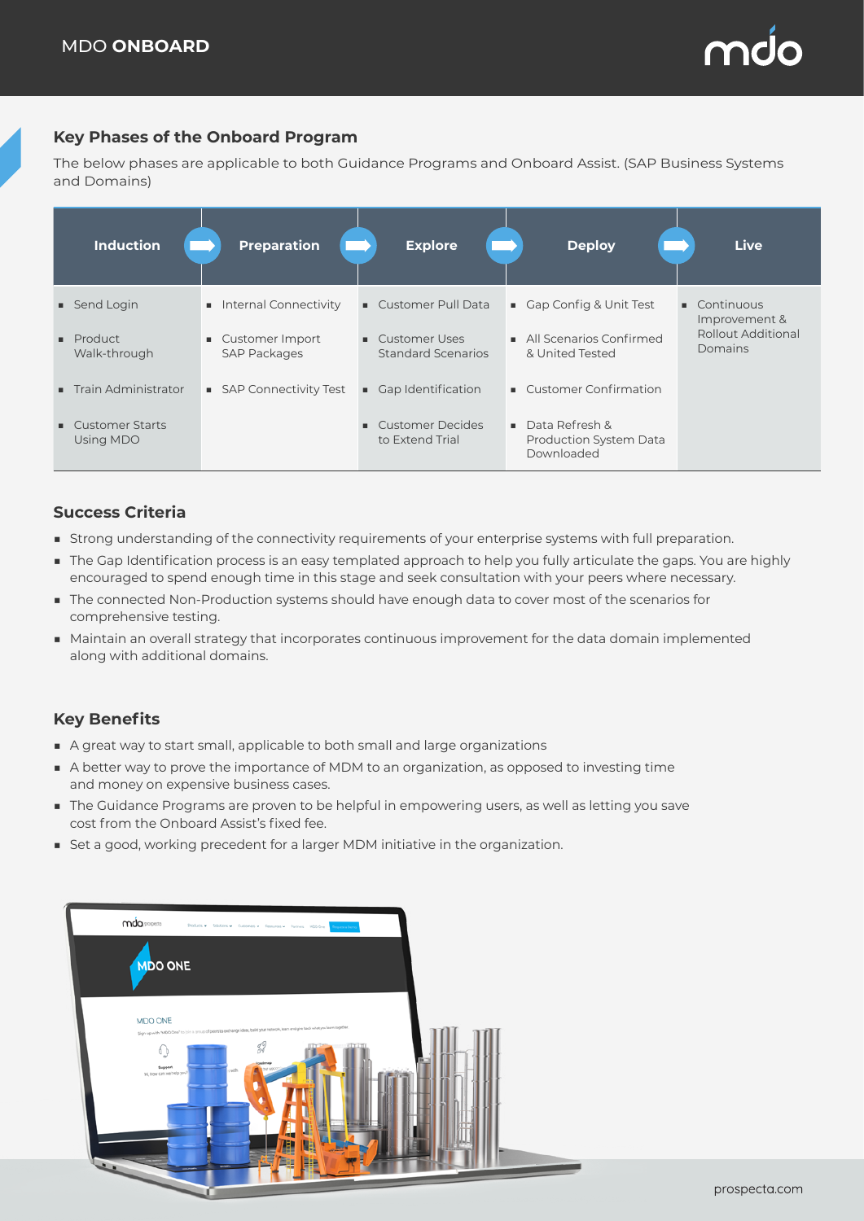## Key Phases of the Onboard Program

The below phases are applicable to both Guidance Programs and Onboard Assist. (SAP Business Systems and Domains)

| Induction | Preparation | Explore | Deploy | Live |
|---|---|---|---|---|
| ▪ Send Login | ▪ Internal Connectivity | ▪ Customer Pull Data | ▪ Gap Config & Unit Test | ▪ Continuous Improvement & Rollout Additional Domains |
| ▪ Product Walk-through | ▪ Customer Import SAP Packages | ▪ Customer Uses Standard Scenarios | ▪ All Scenarios Confirmed & United Tested | |
| ▪ Train Administrator | ▪ SAP Connectivity Test | ▪ Gap Identification | ▪ Customer Confirmation | |
| ▪ Customer Starts Using MDO | | ▪ Customer Decides to Extend Trial | ▪ Data Refresh & Production System Data Downloaded | |

## Success Criteria

- Strong understanding of the connectivity requirements of your enterprise systems with full preparation.
- The Gap Identification process is an easy templated approach to help you fully articulate the gaps. You are highly encouraged to spend enough time in this stage and seek consultation with your peers where necessary.
- The connected Non-Production systems should have enough data to cover most of the scenarios for comprehensive testing.
- Maintain an overall strategy that incorporates continuous improvement for the data domain implemented along with additional domains.

## Key Benefits

- A great way to start small, applicable to both small and large organizations
- A better way to prove the importance of MDM to an organization, as opposed to investing time and money on expensive business cases.
- The Guidance Programs are proven to be helpful in empowering users, as well as letting you save cost from the Onboard Assist's fixed fee.
- Set a good, working precedent for a larger MDM initiative in the organization.

prospecta.com